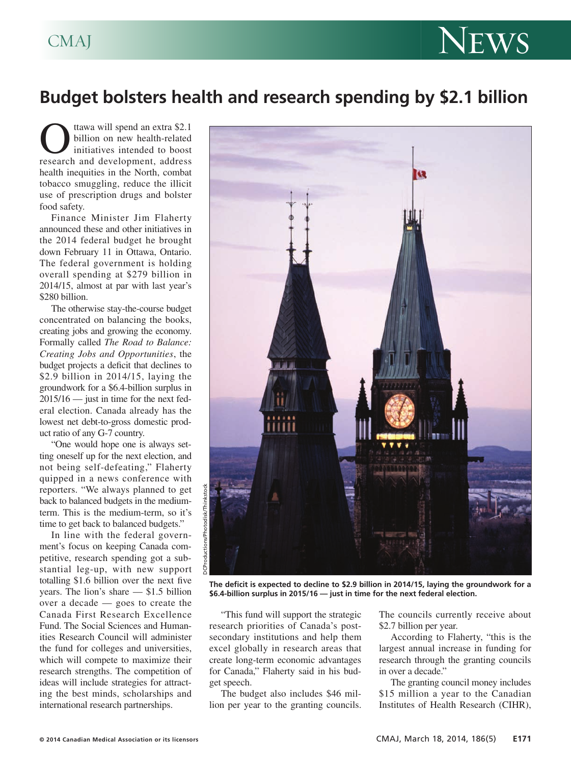# Budget bolsters health and research spending by $2.1 billion

Ottawa will spend an extra $2.1 billion on new health-related initiatives intended to boost research and development, address health inequities in the North, combat tobacco smuggling, reduce the illicit use of prescription drugs and bolster food safety.

Finance Minister Jim Flaherty announced these and other initiatives in the 2014 federal budget he brought down February 11 in Ottawa, Ontario. The federal government is holding overall spending at $279 billion in 2014/15, almost at par with last year's $280 billion.

The otherwise stay-the-course budget concentrated on balancing the books, creating jobs and growing the economy. Formally called *The Road to Balance: Creating Jobs and Opportunities*, the budget projects a deficit that declines to $2.9 billion in 2014/15, laying the groundwork for a $6.4-billion surplus in 2015/16 — just in time for the next federal election. Canada already has the lowest net debt-to-gross domestic product ratio of any G-7 country.

"One would hope one is always setting oneself up for the next election, and not being self-defeating," Flaherty quipped in a news conference with reporters. "We always planned to get back to balanced budgets in the medium-term. This is the medium-term, so it's time to get back to balanced budgets."

In line with the federal government's focus on keeping Canada competitive, research spending got a substantial leg-up, with new support totalling $1.6 billion over the next five years. The lion's share — $1.5 billion over a decade — goes to create the Canada First Research Excellence Fund. The Social Sciences and Humanities Research Council will administer the fund for colleges and universities, which will compete to maximize their research strengths. The competition of ideas will include strategies for attracting the best minds, scholarships and international research partnerships.

DCProductions/Photodisk/Thinkstock

**The deficit is expected to decline to $2.9 billion in 2014/15, laying the groundwork for a $6.4-billion surplus in 2015/16 — just in time for the next federal election.**

"This fund will support the strategic research priorities of Canada's post-secondary institutions and help them excel globally in research areas that create long-term economic advantages for Canada," Flaherty said in his budget speech.

The budget also includes $46 million per year to the granting councils. The councils currently receive about $2.7 billion per year.

According to Flaherty, "this is the largest annual increase in funding for research through the granting councils in over a decade."

The granting council money includes $15 million a year to the Canadian Institutes of Health Research (CIHR),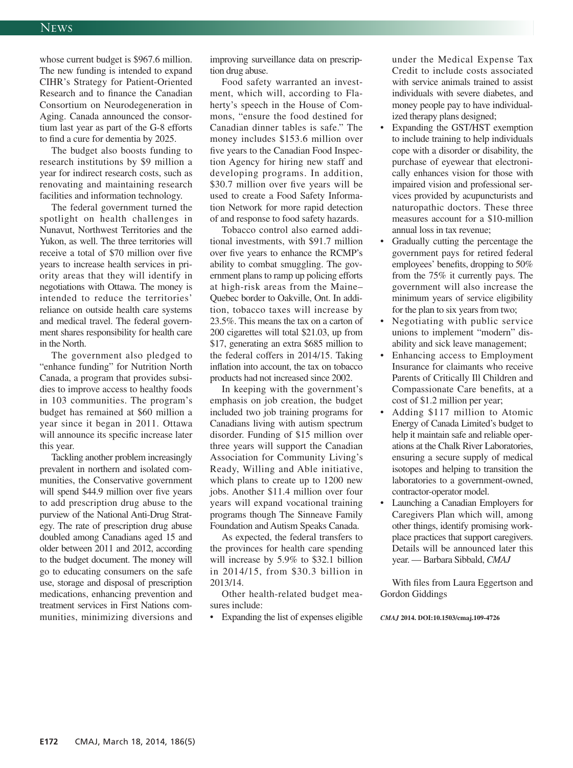whose current budget is $967.6 million. The new funding is intended to expand CIHR's Strategy for Patient-Oriented Research and to finance the Canadian Consortium on Neurodegeneration in Aging. Canada announced the consortium last year as part of the G-8 efforts to find a cure for dementia by 2025.

The budget also boosts funding to research institutions by $9 million a year for indirect research costs, such as renovating and maintaining research facilities and information technology.

The federal government turned the spotlight on health challenges in Nunavut, Northwest Territories and the Yukon, as well. The three territories will receive a total of $70 million over five years to increase health services in priority areas that they will identify in negotiations with Ottawa. The money is intended to reduce the territories' reliance on outside health care systems and medical travel. The federal government shares responsibility for health care in the North.

The government also pledged to "enhance funding" for Nutrition North Canada, a program that provides subsidies to improve access to healthy foods in 103 communities. The program's budget has remained at $60 million a year since it began in 2011. Ottawa will announce its specific increase later this year.

Tackling another problem increasingly prevalent in northern and isolated communities, the Conservative government will spend $44.9 million over five years to add prescription drug abuse to the purview of the National Anti-Drug Strategy. The rate of prescription drug abuse doubled among Canadians aged 15 and older between 2011 and 2012, according to the budget document. The money will go to educating consumers on the safe use, storage and disposal of prescription medications, enhancing prevention and treatment services in First Nations communities, minimizing diversions and improving surveillance data on prescription drug abuse.

Food safety warranted an investment, which will, according to Flaherty's speech in the House of Commons, "ensure the food destined for Canadian dinner tables is safe." The money includes $153.6 million over five years to the Canadian Food Inspection Agency for hiring new staff and developing programs. In addition, $30.7 million over five years will be used to create a Food Safety Information Network for more rapid detection of and response to food safety hazards.

Tobacco control also earned additional investments, with $91.7 million over five years to enhance the RCMP's ability to combat smuggling. The government plans to ramp up policing efforts at high-risk areas from the Maine–Quebec border to Oakville, Ont. In addition, tobacco taxes will increase by 23.5%. This means the tax on a carton of 200 cigarettes will total $21.03, up from $17, generating an extra $685 million to the federal coffers in 2014/15. Taking inflation into account, the tax on tobacco products had not increased since 2002.

In keeping with the government's emphasis on job creation, the budget included two job training programs for Canadians living with autism spectrum disorder. Funding of $15 million over three years will support the Canadian Association for Community Living's Ready, Willing and Able initiative, which plans to create up to 1200 new jobs. Another $11.4 million over four years will expand vocational training programs though The Sinneave Family Foundation and Autism Speaks Canada.

As expected, the federal transfers to the provinces for health care spending will increase by 5.9% to $32.1 billion in 2014/15, from $30.3 billion in 2013/14.

Other health-related budget measures include:

- Expanding the list of expenses eligible under the Medical Expense Tax Credit to include costs associated with service animals trained to assist individuals with severe diabetes, and money people pay to have individualized therapy plans designed;
- Expanding the GST/HST exemption to include training to help individuals cope with a disorder or disability, the purchase of eyewear that electronically enhances vision for those with impaired vision and professional services provided by acupuncturists and naturopathic doctors. These three measures account for a $10-million annual loss in tax revenue;
- Gradually cutting the percentage the government pays for retired federal employees' benefits, dropping to 50% from the 75% it currently pays. The government will also increase the minimum years of service eligibility for the plan to six years from two;
- Negotiating with public service unions to implement "modern" disability and sick leave management;
- Enhancing access to Employment Insurance for claimants who receive Parents of Critically Ill Children and Compassionate Care benefits, at a cost of $1.2 million per year;
- Adding $117 million to Atomic Energy of Canada Limited's budget to help it maintain safe and reliable operations at the Chalk River Laboratories, ensuring a secure supply of medical isotopes and helping to transition the laboratories to a government-owned, contractor-operator model.
- Launching a Canadian Employers for Caregivers Plan which will, among other things, identify promising workplace practices that support caregivers. Details will be announced later this year. — Barbara Sibbald, *CMAJ*

With files from Laura Eggertson and Gordon Giddings

***CMAJ* 2014. DOI:10.1503/cmaj.109-4726**